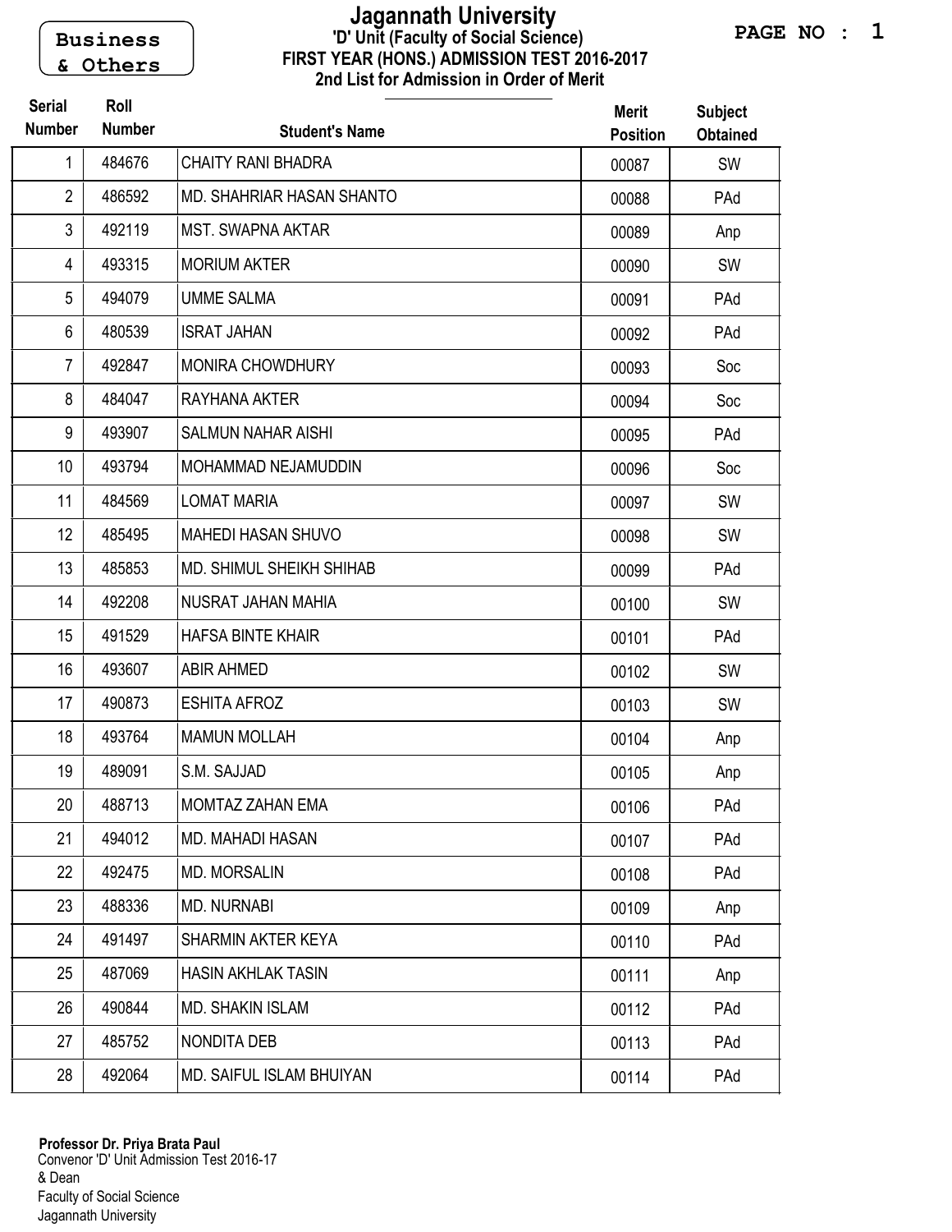Business & Others

# Jagannath University

## 'D' Unit (Faculty of Social Science)

### FIRST YEAR (HONS.) ADMISSION TEST 2016-2017

### 2nd List for Admission in Order of Merit

| Serial Number | Roll Number | Student's Name | Merit Position | Subject Obtained |
|---|---|---|---|---|
| 1 | 484676 | CHAITY RANI BHADRA | 00087 | SW |
| 2 | 486592 | MD. SHAHRIAR HASAN SHANTO | 00088 | PAd |
| 3 | 492119 | MST. SWAPNA AKTAR | 00089 | Anp |
| 4 | 493315 | MORIUM AKTER | 00090 | SW |
| 5 | 494079 | UMME SALMA | 00091 | PAd |
| 6 | 480539 | ISRAT JAHAN | 00092 | PAd |
| 7 | 492847 | MONIRA CHOWDHURY | 00093 | Soc |
| 8 | 484047 | RAYHANA AKTER | 00094 | Soc |
| 9 | 493907 | SALMUN NAHAR AISHI | 00095 | PAd |
| 10 | 493794 | MOHAMMAD NEJAMUDDIN | 00096 | Soc |
| 11 | 484569 | LOMAT MARIA | 00097 | SW |
| 12 | 485495 | MAHEDI HASAN SHUVO | 00098 | SW |
| 13 | 485853 | MD. SHIMUL SHEIKH SHIHAB | 00099 | PAd |
| 14 | 492208 | NUSRAT JAHAN MAHIA | 00100 | SW |
| 15 | 491529 | HAFSA BINTE KHAIR | 00101 | PAd |
| 16 | 493607 | ABIR AHMED | 00102 | SW |
| 17 | 490873 | ESHITA AFROZ | 00103 | SW |
| 18 | 493764 | MAMUN MOLLAH | 00104 | Anp |
| 19 | 489091 | S.M. SAJJAD | 00105 | Anp |
| 20 | 488713 | MOMTAZ ZAHAN EMA | 00106 | PAd |
| 21 | 494012 | MD. MAHADI HASAN | 00107 | PAd |
| 22 | 492475 | MD. MORSALIN | 00108 | PAd |
| 23 | 488336 | MD. NURNABI | 00109 | Anp |
| 24 | 491497 | SHARMIN AKTER KEYA | 00110 | PAd |
| 25 | 487069 | HASIN AKHLAK TASIN | 00111 | Anp |
| 26 | 490844 | MD. SHAKIN ISLAM | 00112 | PAd |
| 27 | 485752 | NONDITA DEB | 00113 | PAd |
| 28 | 492064 | MD. SAIFUL ISLAM BHUIYAN | 00114 | PAd |

**Professor Dr. Priya Brata Paul**
Convenor 'D' Unit Admission Test 2016-17
& Dean
Faculty of Social Science
Jagannath University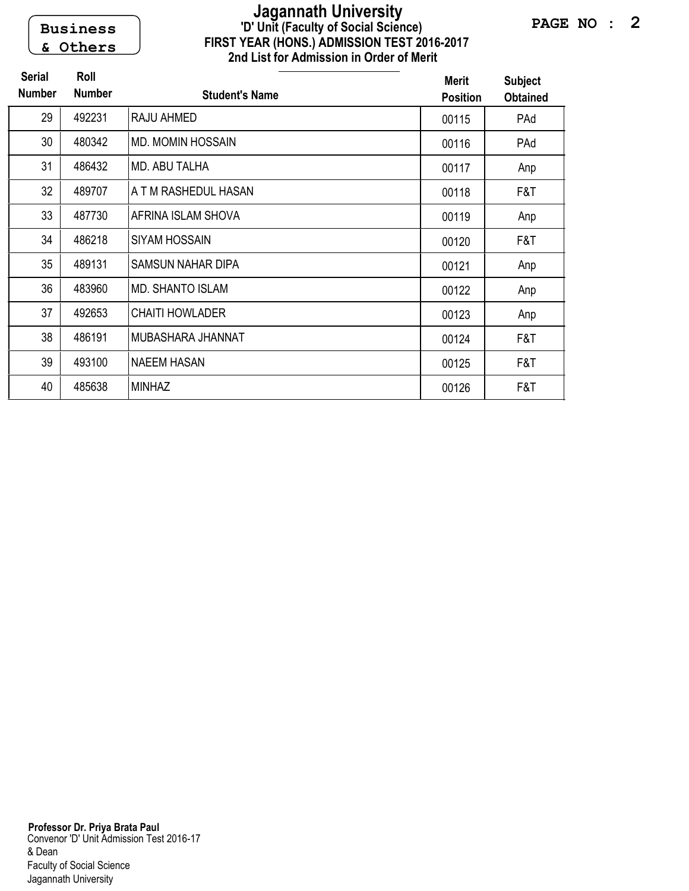Business & Others

# Jagannath University

## 'D' Unit (Faculty of Social Science)

### FIRST YEAR (HONS.) ADMISSION TEST 2016-2017

### 2nd List for Admission in Order of Merit

| Serial Number | Roll Number | Student's Name | Merit Position | Subject Obtained |
|---|---|---|---|---|
| 29 | 492231 | RAJU AHMED | 00115 | PAd |
| 30 | 480342 | MD. MOMIN HOSSAIN | 00116 | PAd |
| 31 | 486432 | MD. ABU TALHA | 00117 | Anp |
| 32 | 489707 | A T M RASHEDUL HASAN | 00118 | F&T |
| 33 | 487730 | AFRINA ISLAM SHOVA | 00119 | Anp |
| 34 | 486218 | SIYAM HOSSAIN | 00120 | F&T |
| 35 | 489131 | SAMSUN NAHAR DIPA | 00121 | Anp |
| 36 | 483960 | MD. SHANTO ISLAM | 00122 | Anp |
| 37 | 492653 | CHAITI HOWLADER | 00123 | Anp |
| 38 | 486191 | MUBASHARA JHANNAT | 00124 | F&T |
| 39 | 493100 | NAEEM HASAN | 00125 | F&T |
| 40 | 485638 | MINHAZ | 00126 | F&T |

**Professor Dr. Priya Brata Paul**
Convenor 'D' Unit Admission Test 2016-17
& Dean
Faculty of Social Science
Jagannath University